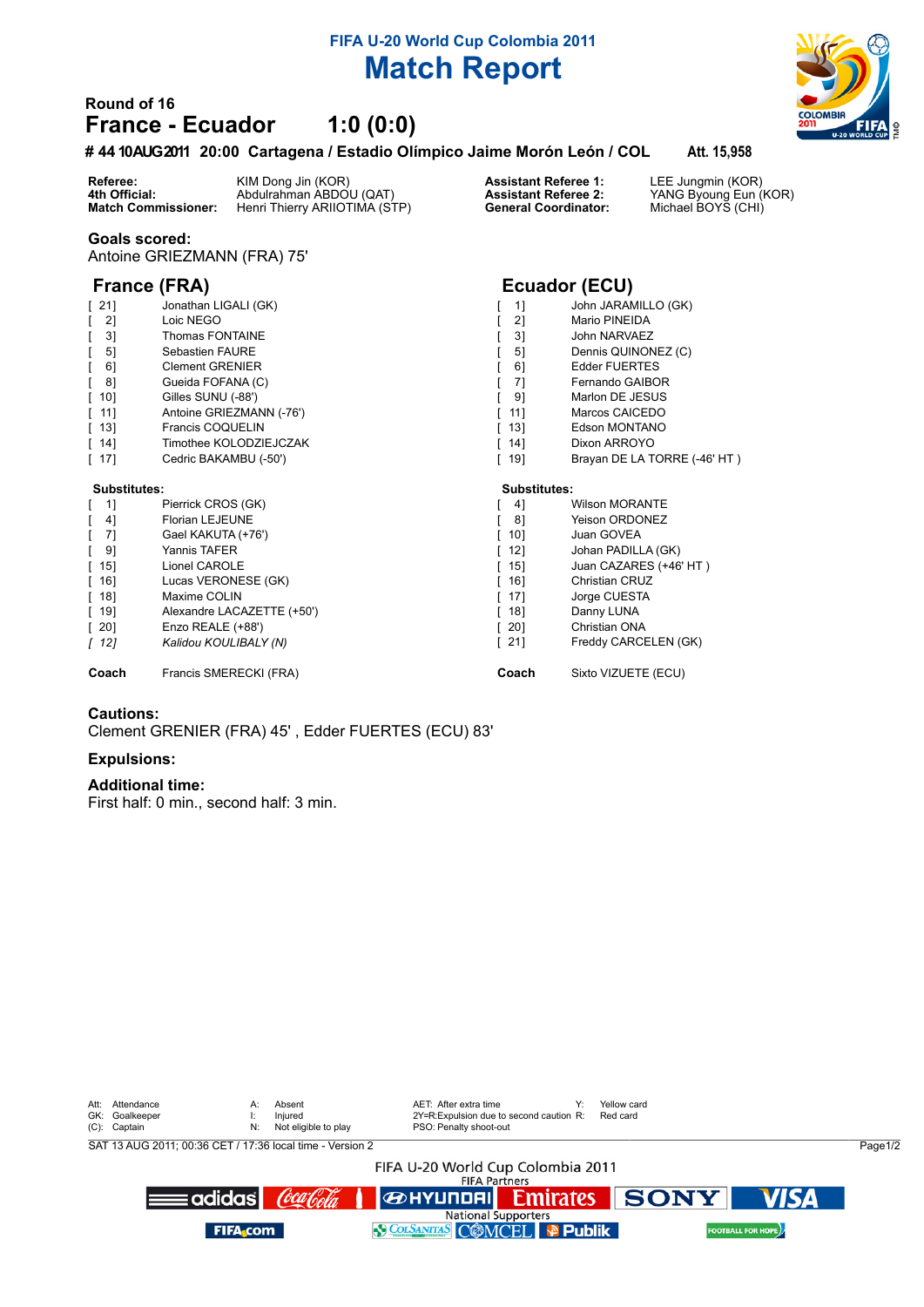## FIFA U-20 World Cup Colombia 2011

# Match Report

### Round of 16

## France - Ecuador 1:0 (0:0)

**# 44 10AUG2011 20:00 Cartagena / Estadio Olímpico Jaime Morón León / COL    Att. 15,958**

| | | | |
|---|---|---|---|
| **Referee:** | KIM Dong Jin (KOR) | **Assistant Referee 1:** | LEE Jungmin (KOR) |
| **4th Official:** | Abdulrahman ABDOU (QAT) | **Assistant Referee 2:** | YANG Byoung Eun (KOR) |
| **Match Commissioner:** | Henri Thierry ARIIOTIMA (STP) | **General Coordinator:** | Michael BOYS (CHI) |

### Goals scored:

Antoine GRIEZMANN (FRA) 75'

### France (FRA)

| | |
|---|---|
| [ 21] | Jonathan LIGALI (GK) |
| [ 2] | Loic NEGO |
| [ 3] | Thomas FONTAINE |
| [ 5] | Sebastien FAURE |
| [ 6] | Clement GRENIER |
| [ 8] | Gueida FOFANA (C) |
| [ 10] | Gilles SUNU (-88') |
| [ 11] | Antoine GRIEZMANN (-76') |
| [ 13] | Francis COQUELIN |
| [ 14] | Timothee KOLODZIEJCZAK |
| [ 17] | Cedric BAKAMBU (-50') |

**Substitutes:**

| | |
|---|---|
| [ 1] | Pierrick CROS (GK) |
| [ 4] | Florian LEJEUNE |
| [ 7] | Gael KAKUTA (+76') |
| [ 9] | Yannis TAFER |
| [ 15] | Lionel CAROLE |
| [ 16] | Lucas VERONESE (GK) |
| [ 18] | Maxime COLIN |
| [ 19] | Alexandre LACAZETTE (+50') |
| [ 20] | Enzo REALE (+88') |
| *[ 12]* | *Kalidou KOULIBALY (N)* |

**Coach** Francis SMERECKI (FRA)

### Ecuador (ECU)

| | |
|---|---|
| [ 1] | John JARAMILLO (GK) |
| [ 2] | Mario PINEIDA |
| [ 3] | John NARVAEZ |
| [ 5] | Dennis QUINONEZ (C) |
| [ 6] | Edder FUERTES |
| [ 7] | Fernando GAIBOR |
| [ 9] | Marlon DE JESUS |
| [ 11] | Marcos CAICEDO |
| [ 13] | Edson MONTANO |
| [ 14] | Dixon ARROYO |
| [ 19] | Brayan DE LA TORRE (-46' HT ) |

**Substitutes:**

| | |
|---|---|
| [ 4] | Wilson MORANTE |
| [ 8] | Yeison ORDONEZ |
| [ 10] | Juan GOVEA |
| [ 12] | Johan PADILLA (GK) |
| [ 15] | Juan CAZARES (+46' HT ) |
| [ 16] | Christian CRUZ |
| [ 17] | Jorge CUESTA |
| [ 18] | Danny LUNA |
| [ 20] | Christian ONA |
| [ 21] | Freddy CARCELEN (GK) |

**Coach** Sixto VIZUETE (ECU)

### Cautions:

Clement GRENIER (FRA) 45' , Edder FUERTES (ECU) 83'

### Expulsions:

### Additional time:

First half: 0 min., second half: 3 min.

| | | | | | | | |
|---|---|---|---|---|---|---|---|
| Att: | Attendance | A: | Absent | AET: | After extra time | Y: | Yellow card |
| GK: | Goalkeeper | I: | Injured | 2Y=R: | Expulsion due to second caution | R: | Red card |
| (C): | Captain | N: | Not eligible to play | PSO: | Penalty shoot-out | | |

SAT 13 AUG 2011; 00:36 CET / 17:36 local time - Version 2

FIFA U-20 World Cup Colombia 2011
FIFA Partners
National Supporters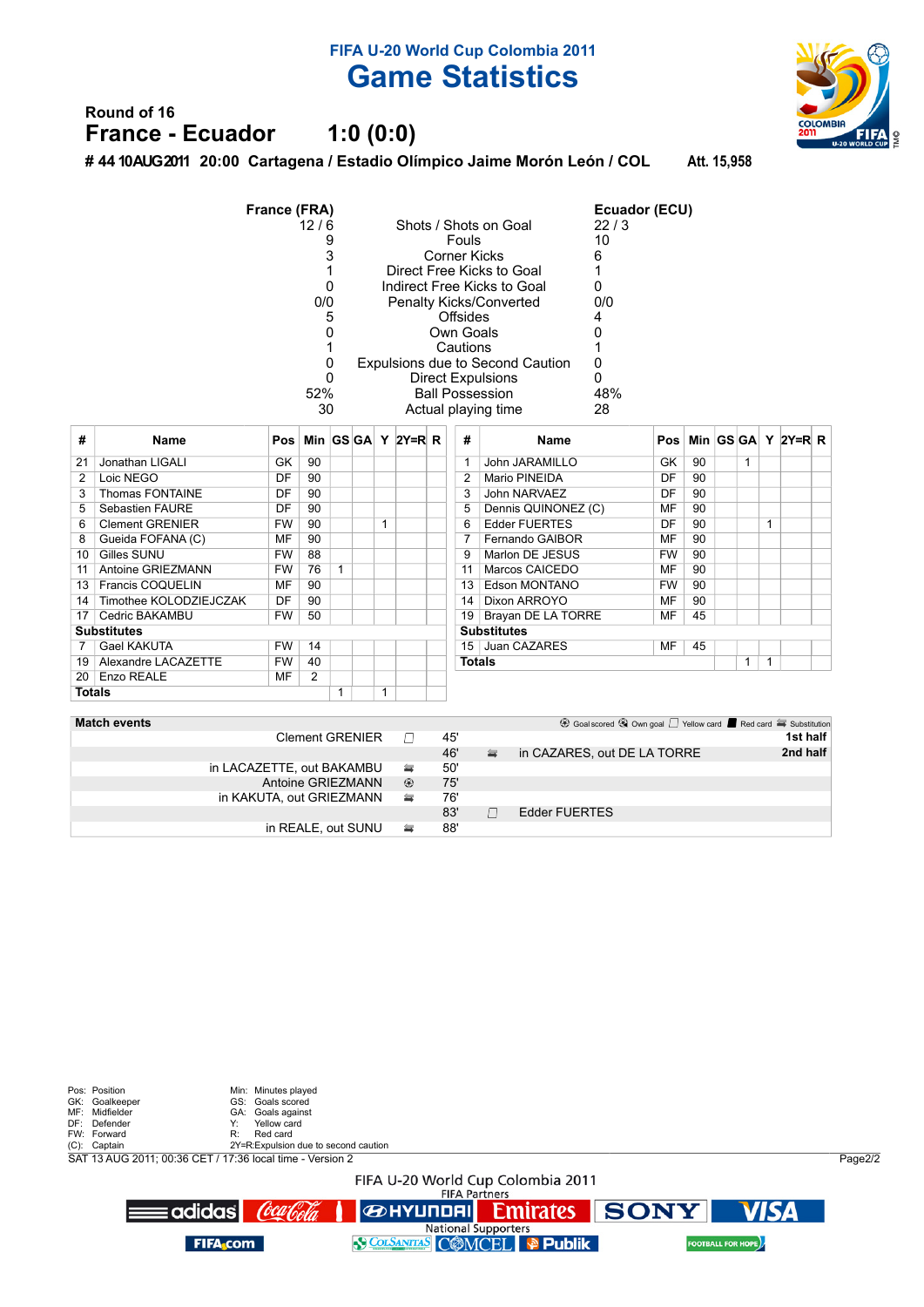### FIFA U-20 World Cup Colombia 2011

# Game Statistics

**Round of 16**

## France - Ecuador 1:0 (0:0)

**# 44 10AUG2011 20:00 Cartagena / Estadio Olímpico Jaime Morón León / COL Att. 15,958**

| France (FRA) | | Ecuador (ECU) |
|---|---|---|
| 12 / 6 | Shots / Shots on Goal | 22 / 3 |
| 9 | Fouls | 10 |
| 3 | Corner Kicks | 6 |
| 1 | Direct Free Kicks to Goal | 1 |
| 0 | Indirect Free Kicks to Goal | 0 |
| 0/0 | Penalty Kicks/Converted | 0/0 |
| 5 | Offsides | 4 |
| 0 | Own Goals | 0 |
| 1 | Cautions | 1 |
| 0 | Expulsions due to Second Caution | 0 |
| 0 | Direct Expulsions | 0 |
| 52% | Ball Possession | 48% |
| 30 | Actual playing time | 28 |

| # | Name | Pos | Min | GS | GA | Y | 2Y=R | R |
|---|---|---|---|---|---|---|---|---|
| 21 | Jonathan LIGALI | GK | 90 | | | | | |
| 2 | Loic NEGO | DF | 90 | | | | | |
| 3 | Thomas FONTAINE | DF | 90 | | | | | |
| 5 | Sebastien FAURE | DF | 90 | | | | | |
| 6 | Clement GRENIER | FW | 90 | | | 1 | | |
| 8 | Gueida FOFANA (C) | MF | 90 | | | | | |
| 10 | Gilles SUNU | FW | 88 | | | | | |
| 11 | Antoine GRIEZMANN | FW | 76 | 1 | | | | |
| 13 | Francis COQUELIN | MF | 90 | | | | | |
| 14 | Timothee KOLODZIEJCZAK | DF | 90 | | | | | |
| 17 | Cedric BAKAMBU | FW | 50 | | | | | |
| **Substitutes** | | | | | | | | |
| 7 | Gael KAKUTA | FW | 14 | | | | | |
| 19 | Alexandre LACAZETTE | FW | 40 | | | | | |
| 20 | Enzo REALE | MF | 2 | | | | | |
| **Totals** | | | | 1 | | 1 | | |

| # | Name | Pos | Min | GS | GA | Y | 2Y=R | R |
|---|---|---|---|---|---|---|---|---|
| 1 | John JARAMILLO | GK | 90 | | 1 | | | |
| 2 | Mario PINEIDA | DF | 90 | | | | | |
| 3 | John NARVAEZ | DF | 90 | | | | | |
| 5 | Dennis QUINONEZ (C) | MF | 90 | | | | | |
| 6 | Edder FUERTES | DF | 90 | | | 1 | | |
| 7 | Fernando GAIBOR | MF | 90 | | | | | |
| 9 | Marlon DE JESUS | FW | 90 | | | | | |
| 11 | Marcos CAICEDO | MF | 90 | | | | | |
| 13 | Edson MONTANO | FW | 90 | | | | | |
| 14 | Dixon ARROYO | MF | 90 | | | | | |
| 19 | Brayan DE LA TORRE | MF | 45 | | | | | |
| **Substitutes** | | | | | | | | |
| 15 | Juan CAZARES | MF | 45 | | | | | |
| **Totals** | | | | | 1 | 1 | | |

**Match events**

Goal scored / Own goal / Yellow card / Red card / Substitution

| France | | Min | | Ecuador | |
|---|---|---|---|---|---|
| Clement GRENIER | Yellow card | 45' | | | 1st half |
| | | 46' | Substitution | in CAZARES, out DE LA TORRE | 2nd half |
| in LACAZETTE, out BAKAMBU | Substitution | 50' | | | |
| Antoine GRIEZMANN | Goal scored | 75' | | | |
| in KAKUTA, out GRIEZMANN | Substitution | 76' | | | |
| | | 83' | Yellow card | Edder FUERTES | |
| in REALE, out SUNU | Substitution | 88' | | | |

Pos: Position
GK: Goalkeeper
MF: Midfielder
DF: Defender
FW: Forward
(C): Captain

Min: Minutes played
GS: Goals scored
GA: Goals against
Y: Yellow card
R: Red card
2Y=R:Expulsion due to second caution

SAT 13 AUG 2011; 00:36 CET / 17:36 local time - Version 2

FIFA U-20 World Cup Colombia 2011
FIFA Partners
National Supporters